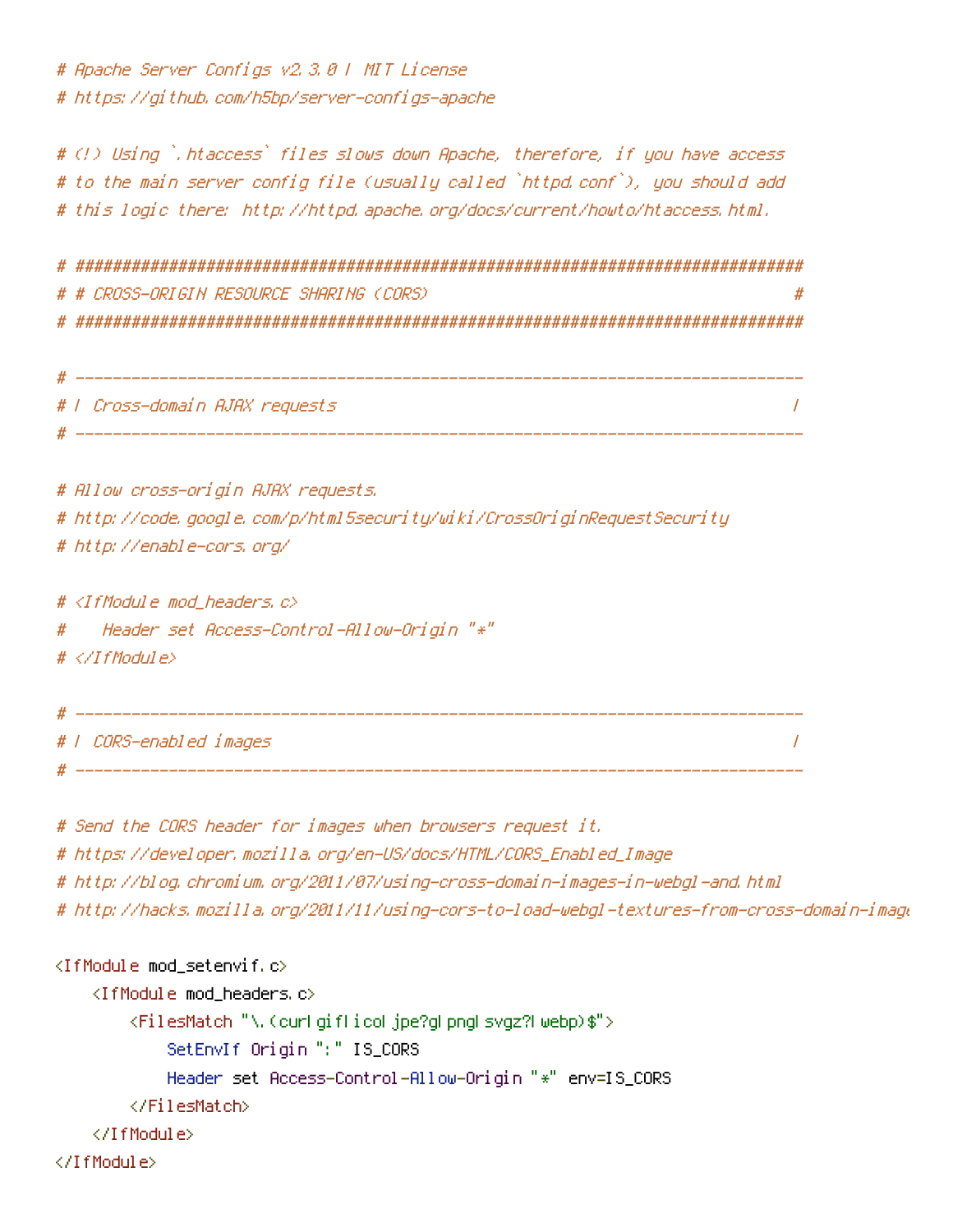```apache
# Apache Server Configs v2.3.0 | MIT License
# https://github.com/h5bp/server-configs-apache

# (!) Using `.htaccess` files slows down Apache, therefore, if you have access
# to the main server config file (usually called `httpd.conf`), you should add
# this logic there: http://httpd.apache.org/docs/current/howto/htaccess.html.

# ##############################################################################
# # CROSS-ORIGIN RESOURCE SHARING (CORS)                                       #
# ##############################################################################

# ------------------------------------------------------------------------------
# | Cross-domain AJAX requests                                                 |
# ------------------------------------------------------------------------------

# Allow cross-origin AJAX requests.
# http://code.google.com/p/html5security/wiki/CrossOriginRequestSecurity
# http://enable-cors.org/

# <IfModule mod_headers.c>
#    Header set Access-Control-Allow-Origin "*"
# </IfModule>

# ------------------------------------------------------------------------------
# | CORS-enabled images                                                        |
# ------------------------------------------------------------------------------

# Send the CORS header for images when browsers request it.
# https://developer.mozilla.org/en-US/docs/HTML/CORS_Enabled_Image
# http://blog.chromium.org/2011/07/using-cross-domain-images-in-webgl-and.html
# http://hacks.mozilla.org/2011/11/using-cors-to-load-webgl-textures-from-cross-domain-image

<IfModule mod_setenvif.c>
    <IfModule mod_headers.c>
        <FilesMatch "\.(cur|gif|ico|jpe?g|png|svgz?|webp)$">
            SetEnvIf Origin ":" IS_CORS
            Header set Access-Control-Allow-Origin "*" env=IS_CORS
        </FilesMatch>
    </IfModule>
</IfModule>
```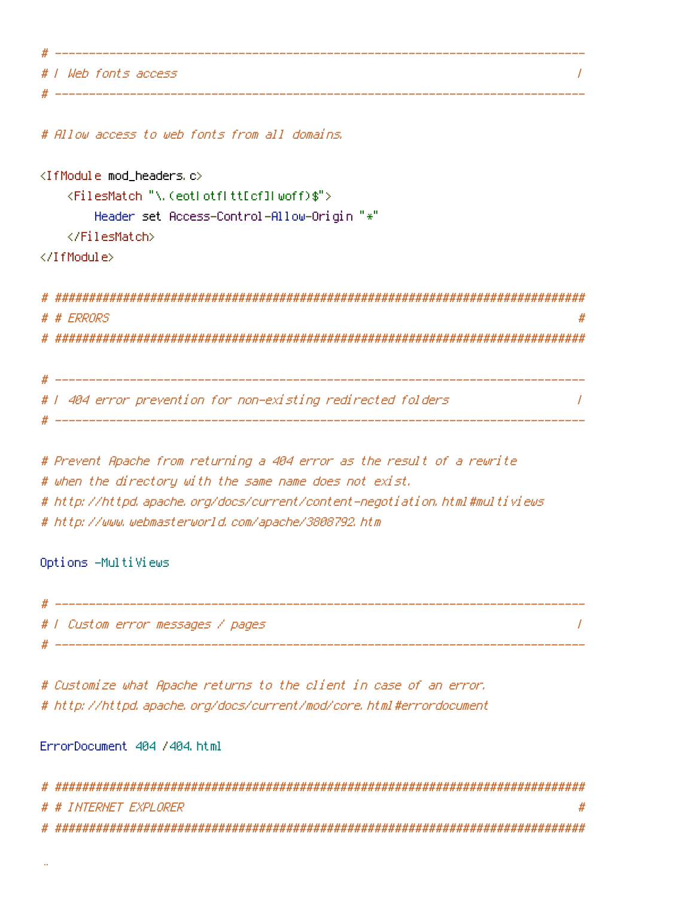```
# ------------------------------------------------------------------------------
# | Web fonts access                                                           |
# ------------------------------------------------------------------------------

# Allow access to web fonts from all domains.

<IfModule mod_headers.c>
    <FilesMatch "\.(eot|otf|tt[cf]|woff)$">
        Header set Access-Control-Allow-Origin "*"
    </FilesMatch>
</IfModule>

# ##############################################################################
# # ERRORS                                                                     #
# ##############################################################################

# ------------------------------------------------------------------------------
# | 404 error prevention for non-existing redirected folders                   |
# ------------------------------------------------------------------------------

# Prevent Apache from returning a 404 error as the result of a rewrite
# when the directory with the same name does not exist.
# http://httpd.apache.org/docs/current/content-negotiation.html#multiviews
# http://www.webmasterworld.com/apache/3808792.htm

Options -MultiViews

# ------------------------------------------------------------------------------
# | Custom error messages / pages                                              |
# ------------------------------------------------------------------------------

# Customize what Apache returns to the client in case of an error.
# http://httpd.apache.org/docs/current/mod/core.html#errordocument

ErrorDocument 404 /404.html

# ##############################################################################
# # INTERNET EXPLORER                                                          #
# ##############################################################################
```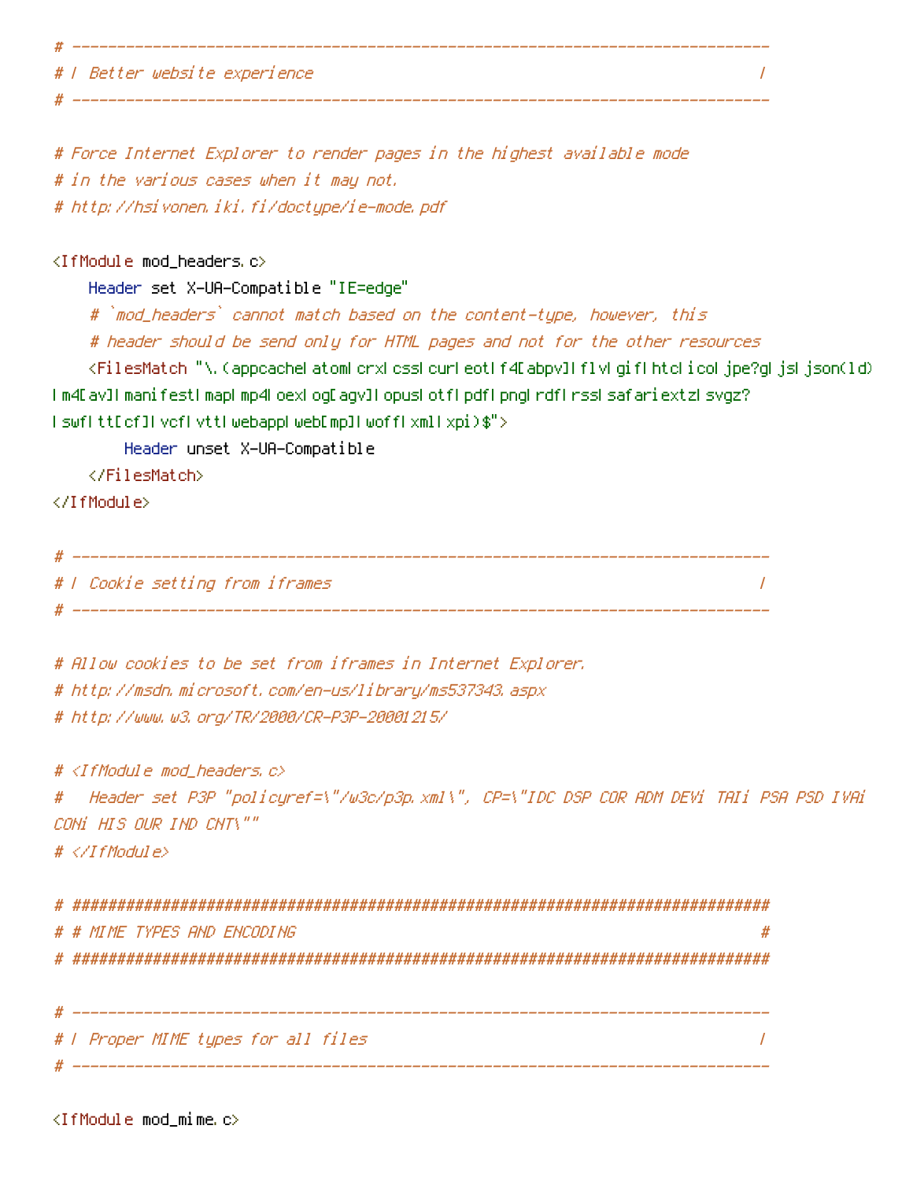```
# ------------------------------------------------------------------------------
# | Better website experience                                                  |
# ------------------------------------------------------------------------------

# Force Internet Explorer to render pages in the highest available mode
# in the various cases when it may not.
# http://hsivonen.iki.fi/doctype/ie-mode.pdf

<IfModule mod_headers.c>
    Header set X-UA-Compatible "IE=edge"
    # `mod_headers` cannot match based on the content-type, however, this
    # header should be send only for HTML pages and not for the other resources
    <FilesMatch "\.(appcache|atom|crx|css|cur|eot|f4[abpv]|flv|gif|htc|ico|jpe?g|js|json(ld)
|m4[av]|manifest|map|mp4|oex|og[agv]|opus|otf|pdf|png|rdf|rss|safariextz|svgz?
|swf|tt[cf]|vcf|vtt|webapp|web[mp]|woff|xml|xpi)$">
        Header unset X-UA-Compatible
    </FilesMatch>
</IfModule>

# ------------------------------------------------------------------------------
# | Cookie setting from iframes                                                |
# ------------------------------------------------------------------------------

# Allow cookies to be set from iframes in Internet Explorer.
# http://msdn.microsoft.com/en-us/library/ms537343.aspx
# http://www.w3.org/TR/2000/CR-P3P-20001215/

# <IfModule mod_headers.c>
#   Header set P3P "policyref=\"/w3c/p3p.xml\", CP=\"IDC DSP COR ADM DEVi TAIi PSA PSD IVAi
CONi HIS OUR IND CNT\""
# </IfModule>

# ##############################################################################
# # MIME TYPES AND ENCODING                                                    #
# ##############################################################################

# ------------------------------------------------------------------------------
# | Proper MIME types for all files                                            |
# ------------------------------------------------------------------------------

<IfModule mod_mime.c>
```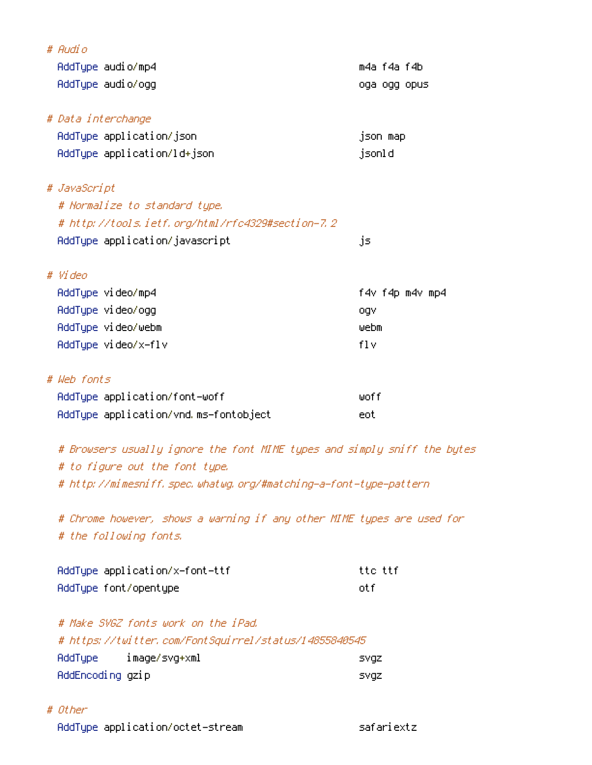```
# Audio
  AddType audio/mp4                                   m4a f4a f4b
  AddType audio/ogg                                   oga ogg opus

# Data interchange
  AddType application/json                            json map
  AddType application/ld+json                         jsonld

# JavaScript
  # Normalize to standard type.
  # http://tools.ietf.org/html/rfc4329#section-7.2
  AddType application/javascript                      js

# Video
  AddType video/mp4                                   f4v f4p m4v mp4
  AddType video/ogg                                   ogv
  AddType video/webm                                  webm
  AddType video/x-flv                                 flv

# Web fonts
  AddType application/font-woff                      woff
  AddType application/vnd.ms-fontobject               eot

  # Browsers usually ignore the font MIME types and simply sniff the bytes
  # to figure out the font type.
  # http://mimesniff.spec.whatwg.org/#matching-a-font-type-pattern

  # Chrome however, shows a warning if any other MIME types are used for
  # the following fonts.

  AddType application/x-font-ttf                      ttc ttf
  AddType font/opentype                               otf

  # Make SVGZ fonts work on the iPad.
  # https://twitter.com/FontSquirrel/status/14855840545
  AddType     image/svg+xml                           svgz
  AddEncoding gzip                                    svgz

# Other
  AddType application/octet-stream                    safariextz
```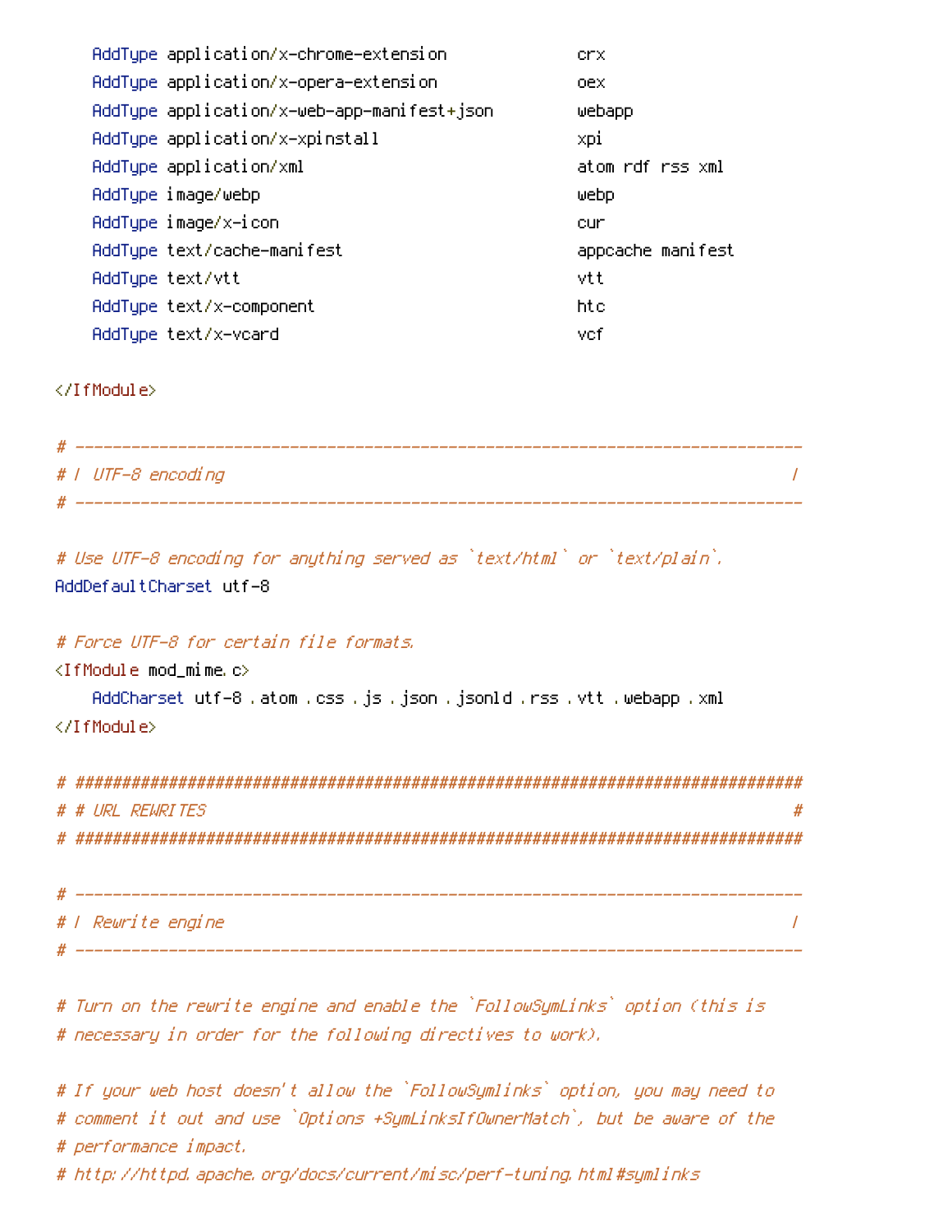```
    AddType application/x-chrome-extension              crx
    AddType application/x-opera-extension               oex
    AddType application/x-web-app-manifest+json         webapp
    AddType application/x-xpinstall                     xpi
    AddType application/xml                             atom rdf rss xml
    AddType image/webp                                  webp
    AddType image/x-icon                                cur
    AddType text/cache-manifest                         appcache manifest
    AddType text/vtt                                    vtt
    AddType text/x-component                            htc
    AddType text/x-vcard                                vcf

</IfModule>

# ------------------------------------------------------------------------------
# | UTF-8 encoding                                                             |
# ------------------------------------------------------------------------------

# Use UTF-8 encoding for anything served as `text/html` or `text/plain`.
AddDefaultCharset utf-8

# Force UTF-8 for certain file formats.
<IfModule mod_mime.c>
    AddCharset utf-8 .atom .css .js .json .jsonld .rss .vtt .webapp .xml
</IfModule>

# ##############################################################################
# # URL REWRITES                                                               #
# ##############################################################################

# ------------------------------------------------------------------------------
# | Rewrite engine                                                             |
# ------------------------------------------------------------------------------

# Turn on the rewrite engine and enable the `FollowSymLinks` option (this is
# necessary in order for the following directives to work).

# If your web host doesn't allow the `FollowSymlinks` option, you may need to
# comment it out and use `Options +SymLinksIfOwnerMatch`, but be aware of the
# performance impact.
# http://httpd.apache.org/docs/current/misc/perf-tuning.html#symlinks
```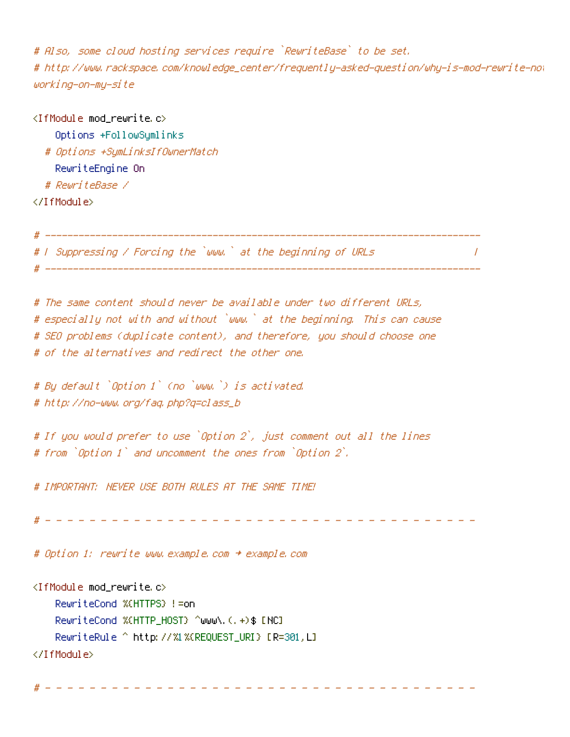```
# Also, some cloud hosting services require `RewriteBase` to be set.
# http://www.rackspace.com/knowledge_center/frequently-asked-question/why-is-mod-rewrite-not-
working-on-my-site

<IfModule mod_rewrite.c>
    Options +FollowSymlinks
  # Options +SymLinksIfOwnerMatch
    RewriteEngine On
  # RewriteBase /
</IfModule>

# ------------------------------------------------------------------------------
# | Suppressing / Forcing the `www.` at the beginning of URLs                  |
# ------------------------------------------------------------------------------

# The same content should never be available under two different URLs,
# especially not with and without `www.` at the beginning. This can cause
# SEO problems (duplicate content), and therefore, you should choose one
# of the alternatives and redirect the other one.

# By default `Option 1` (no `www.`) is activated.
# http://no-www.org/faq.php?q=class_b

# If you would prefer to use `Option 2`, just comment out all the lines
# from `Option 1` and uncomment the ones from `Option 2`.

# IMPORTANT: NEVER USE BOTH RULES AT THE SAME TIME!

# - - - - - - - - - - - - - - - - - - - - - - - - - - - - - - - - - - - - - - -

# Option 1: rewrite www.example.com → example.com

<IfModule mod_rewrite.c>
    RewriteCond %{HTTPS} !=on
    RewriteCond %{HTTP_HOST} ^www\.(.+)$ [NC]
    RewriteRule ^ http://%1%{REQUEST_URI} [R=301,L]
</IfModule>

# - - - - - - - - - - - - - - - - - - - - - - - - - - - - - - - - - - - - - - -
```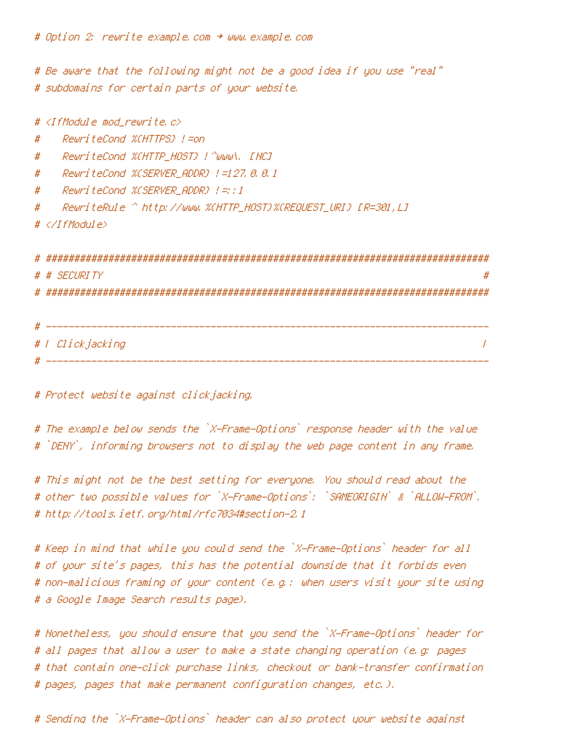```
# Option 2: rewrite example.com → www.example.com

# Be aware that the following might not be a good idea if you use "real"
# subdomains for certain parts of your website.

# <IfModule mod_rewrite.c>
#     RewriteCond %{HTTPS} !=on
#     RewriteCond %{HTTP_HOST} !^www\. [NC]
#     RewriteCond %{SERVER_ADDR} !=127.0.0.1
#     RewriteCond %{SERVER_ADDR} !=::1
#     RewriteRule ^ http://www.%{HTTP_HOST}%{REQUEST_URI} [R=301,L]
# </IfModule>

# ##############################################################################
# # SECURITY                                                                   #
# ##############################################################################

# ------------------------------------------------------------------------------
# | Clickjacking                                                               |
# ------------------------------------------------------------------------------

# Protect website against clickjacking.

# The example below sends the `X-Frame-Options` response header with the value
# `DENY`, informing browsers not to display the web page content in any frame.

# This might not be the best setting for everyone. You should read about the
# other two possible values for `X-Frame-Options`: `SAMEORIGIN` & `ALLOW-FROM`.
# http://tools.ietf.org/html/rfc7034#section-2.1

# Keep in mind that while you could send the `X-Frame-Options` header for all
# of your site's pages, this has the potential downside that it forbids even
# non-malicious framing of your content (e.g.: when users visit your site using
# a Google Image Search results page).

# Nonetheless, you should ensure that you send the `X-Frame-Options` header for
# all pages that allow a user to make a state changing operation (e.g: pages
# that contain one-click purchase links, checkout or bank-transfer confirmation
# pages, pages that make permanent configuration changes, etc.).

# Sending the `X-Frame-Options` header can also protect your website against
```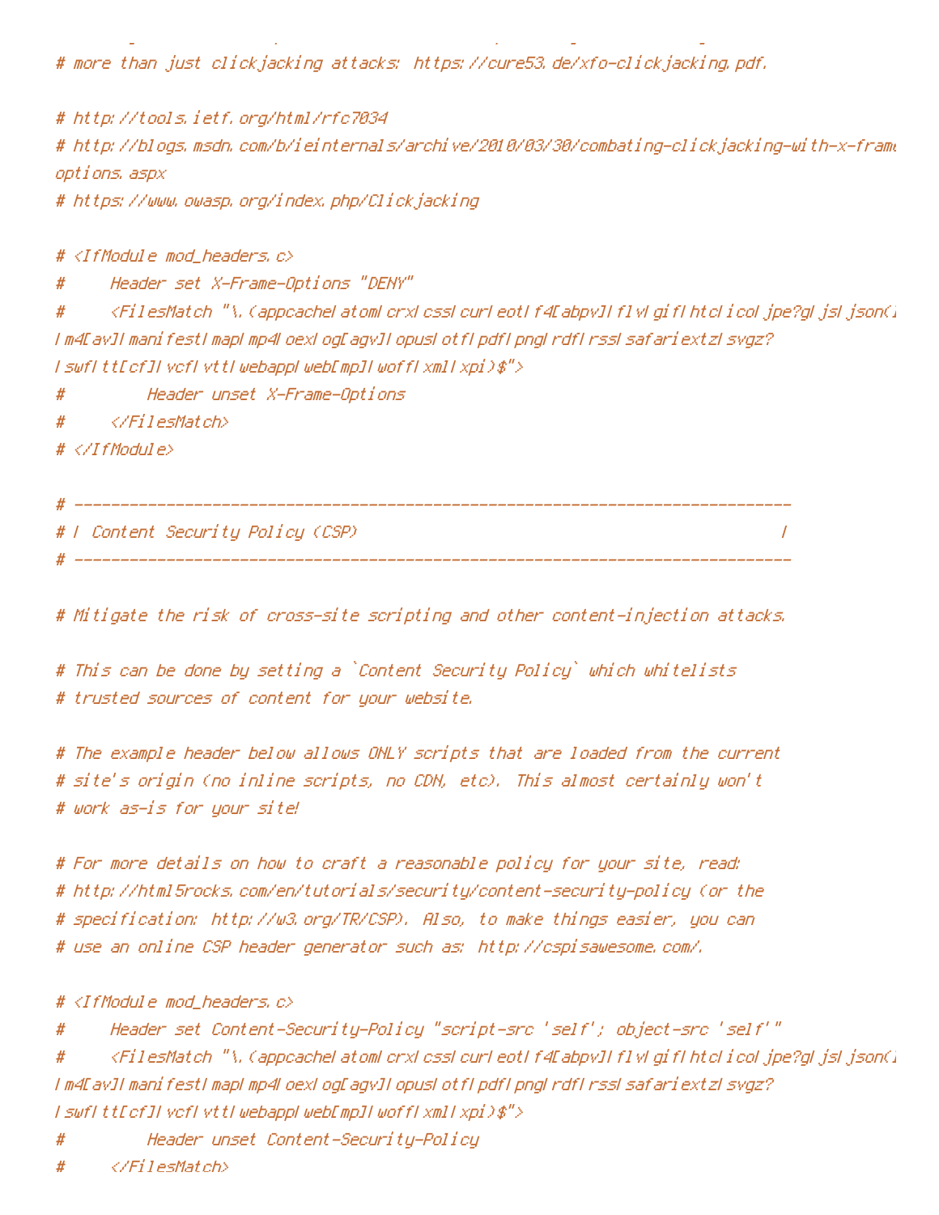```
# more than just clickjacking attacks: https://cure53.de/xfo-clickjacking.pdf.

# http://tools.ietf.org/html/rfc7034
# http://blogs.msdn.com/b/ieinternals/archive/2010/03/30/combating-clickjacking-with-x-frame-options.aspx
# https://www.owasp.org/index.php/Clickjacking

# <IfModule mod_headers.c>
#     Header set X-Frame-Options "DENY"
#     <FilesMatch "\.(appcache|atom|crx|css|cur|eot|f4[abpv]|flv|gif|htc|ico|jpe?g|js|json(ld)?|m4[av]|manifest|map|mp4|oex|og[agv]|opus|otf|pdf|png|rdf|rss|safariextz|svgz?|swf|tt[cf]|vcf|vtt|webapp|web[mp]|woff|xml|xpi)$">
#         Header unset X-Frame-Options
#     </FilesMatch>
# </IfModule>

# ------------------------------------------------------------------------------
# | Content Security Policy (CSP)                                              |
# ------------------------------------------------------------------------------

# Mitigate the risk of cross-site scripting and other content-injection attacks.

# This can be done by setting a `Content Security Policy` which whitelists
# trusted sources of content for your website.

# The example header below allows ONLY scripts that are loaded from the current
# site's origin (no inline scripts, no CDN, etc). This almost certainly won't
# work as-is for your site!

# For more details on how to craft a reasonable policy for your site, read:
# http://html5rocks.com/en/tutorials/security/content-security-policy (or the
# specification: http://w3.org/TR/CSP). Also, to make things easier, you can
# use an online CSP header generator such as: http://cspisawesome.com/.

# <IfModule mod_headers.c>
#     Header set Content-Security-Policy "script-src 'self'; object-src 'self'"
#     <FilesMatch "\.(appcache|atom|crx|css|cur|eot|f4[abpv]|flv|gif|htc|ico|jpe?g|js|json(ld)?|m4[av]|manifest|map|mp4|oex|og[agv]|opus|otf|pdf|png|rdf|rss|safariextz|svgz?|swf|tt[cf]|vcf|vtt|webapp|web[mp]|woff|xml|xpi)$">
#         Header unset Content-Security-Policy
#     </FilesMatch>
```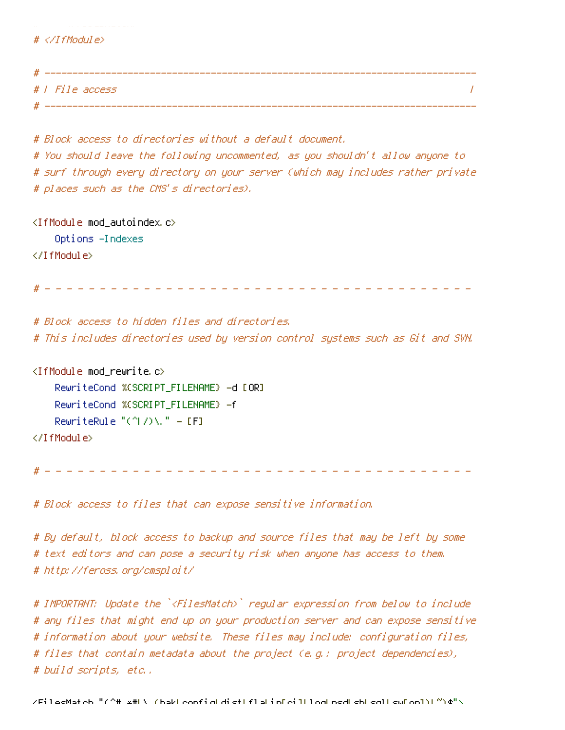```
# </IfModule>

# ------------------------------------------------------------------------------
# | File access                                                                |
# ------------------------------------------------------------------------------

# Block access to directories without a default document.
# You should leave the following uncommented, as you shouldn't allow anyone to
# surf through every directory on your server (which may includes rather private
# places such as the CMS's directories).

<IfModule mod_autoindex.c>
    Options -Indexes
</IfModule>

# - - - - - - - - - - - - - - - - - - - - - - - - - - - - - - - - - - - - - - -

# Block access to hidden files and directories.
# This includes directories used by version control systems such as Git and SVN.

<IfModule mod_rewrite.c>
    RewriteCond %{SCRIPT_FILENAME} -d [OR]
    RewriteCond %{SCRIPT_FILENAME} -f
    RewriteRule "(^|/)\." - [F]
</IfModule>

# - - - - - - - - - - - - - - - - - - - - - - - - - - - - - - - - - - - - - - -

# Block access to files that can expose sensitive information.

# By default, block access to backup and source files that may be left by some
# text editors and can pose a security risk when anyone has access to them.
# http://feross.org/cmsploit/

# IMPORTANT: Update the `<FilesMatch>` regular expression from below to include
# any files that might end up on your production server and can expose sensitive
# information about your website. These files may include: configuration files,
# files that contain metadata about the project (e.g.: project dependencies),
# build scripts, etc..

<FilesMatch "(^#.*#|\.(bak|config|dist|fla|in[ci]|log|psd|sh|sql|sw[op])|~)$">
```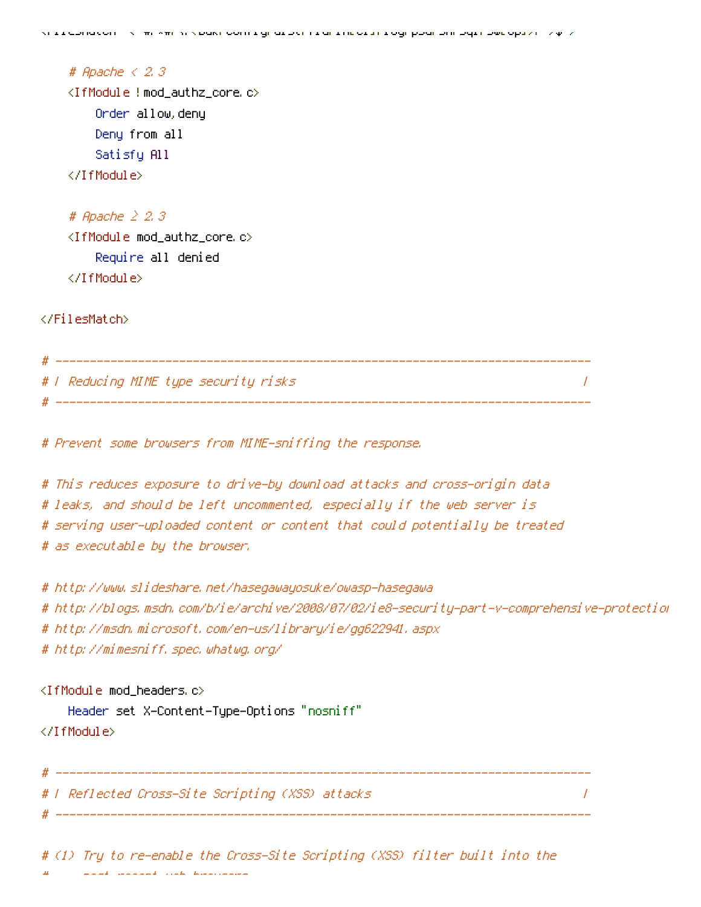```
    # Apache < 2.3
    <IfModule !mod_authz_core.c>
        Order allow,deny
        Deny from all
        Satisfy All
    </IfModule>

    # Apache ≥ 2.3
    <IfModule mod_authz_core.c>
        Require all denied
    </IfModule>

</FilesMatch>

# ------------------------------------------------------------------------------
# | Reducing MIME type security risks                                          |
# ------------------------------------------------------------------------------

# Prevent some browsers from MIME-sniffing the response.

# This reduces exposure to drive-by download attacks and cross-origin data
# leaks, and should be left uncommented, especially if the web server is
# serving user-uploaded content or content that could potentially be treated
# as executable by the browser.

# http://www.slideshare.net/hasegawayosuke/owasp-hasegawa
# http://blogs.msdn.com/b/ie/archive/2008/07/02/ie8-security-part-v-comprehensive-protectio
# http://msdn.microsoft.com/en-us/library/ie/gg622941.aspx
# http://mimesniff.spec.whatwg.org/

<IfModule mod_headers.c>
    Header set X-Content-Type-Options "nosniff"
</IfModule>

# ------------------------------------------------------------------------------
# | Reflected Cross-Site Scripting (XSS) attacks                               |
# ------------------------------------------------------------------------------

# (1) Try to re-enable the Cross-Site Scripting (XSS) filter built into the
```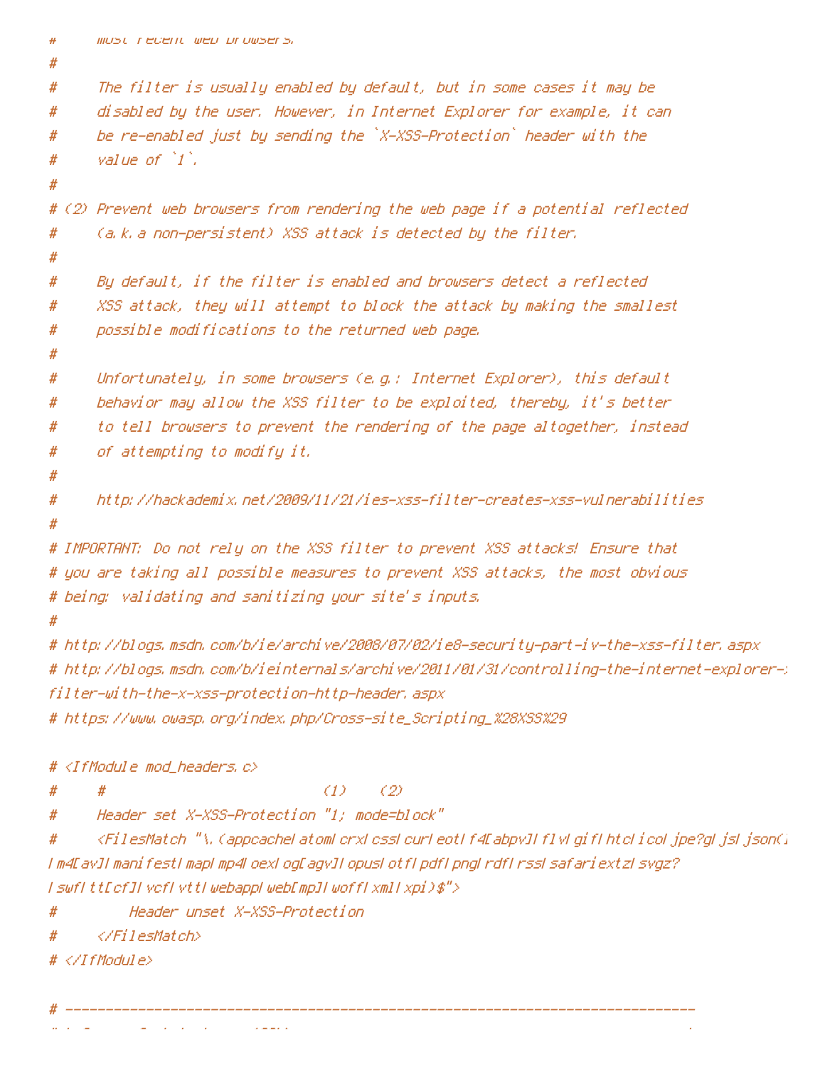```
#     most recent web browsers.
#
#     The filter is usually enabled by default, but in some cases it may be
#     disabled by the user. However, in Internet Explorer for example, it can
#     be re-enabled just by sending the `X-XSS-Protection` header with the
#     value of `1`.
#
# (2) Prevent web browsers from rendering the web page if a potential reflected
#     (a.k.a non-persistent) XSS attack is detected by the filter.
#
#     By default, if the filter is enabled and browsers detect a reflected
#     XSS attack, they will attempt to block the attack by making the smallest
#     possible modifications to the returned web page.
#
#     Unfortunately, in some browsers (e.g.: Internet Explorer), this default
#     behavior may allow the XSS filter to be exploited, thereby, it's better
#     to tell browsers to prevent the rendering of the page altogether, instead
#     of attempting to modify it.
#
#     http://hackademix.net/2009/11/21/ies-xss-filter-creates-xss-vulnerabilities
#
# IMPORTANT: Do not rely on the XSS filter to prevent XSS attacks! Ensure that
# you are taking all possible measures to prevent XSS attacks, the most obvious
# being: validating and sanitizing your site's inputs.
#
# http://blogs.msdn.com/b/ie/archive/2008/07/02/ie8-security-part-iv-the-xss-filter.aspx
# http://blogs.msdn.com/b/ieinternals/archive/2011/01/31/controlling-the-internet-explorer-xss-filter-with-the-x-xss-protection-http-header.aspx
# https://www.owasp.org/index.php/Cross-site_Scripting_%28XSS%29

# <IfModule mod_headers.c>
#     #                           (1)    (2)
#     Header set X-XSS-Protection "1; mode=block"
#     <FilesMatch "\.(appcache|atom|crx|css|cur|eot|f4[abpv]|flv|gif|htc|ico|jpe?g|js|json(ld)?|m4[av]|manifest|map|mp4|oex|og[agv]|opus|otf|pdf|png|rdf|rss|safariextz|svgz?|swf|tt[cf]|vcf|vtt|webapp|web[mp]|woff|xml|xpi)$">
#         Header unset X-XSS-Protection
#     </FilesMatch>
# </IfModule>

# ------------------------------------------------------------------------------
```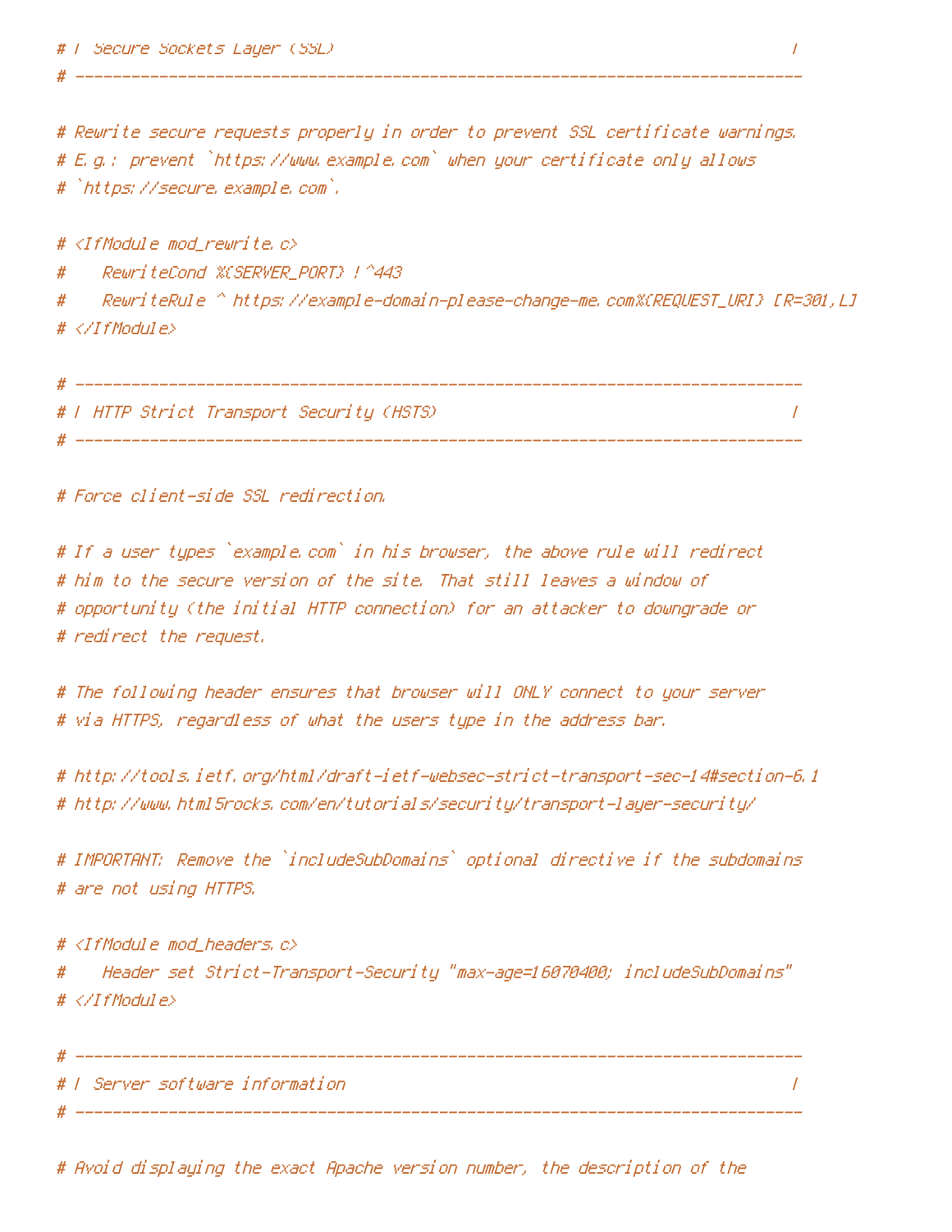```
# | Secure Sockets Layer (SSL)                                                 |
# ------------------------------------------------------------------------------

# Rewrite secure requests properly in order to prevent SSL certificate warnings.
# E.g.: prevent `https://www.example.com` when your certificate only allows
# `https://secure.example.com`.

# <IfModule mod_rewrite.c>
#    RewriteCond %{SERVER_PORT} !^443
#    RewriteRule ^ https://example-domain-please-change-me.com%{REQUEST_URI} [R=301,L]
# </IfModule>

# ------------------------------------------------------------------------------
# | HTTP Strict Transport Security (HSTS)                                       |
# ------------------------------------------------------------------------------

# Force client-side SSL redirection.

# If a user types `example.com` in his browser, the above rule will redirect
# him to the secure version of the site. That still leaves a window of
# opportunity (the initial HTTP connection) for an attacker to downgrade or
# redirect the request.

# The following header ensures that browser will ONLY connect to your server
# via HTTPS, regardless of what the users type in the address bar.

# http://tools.ietf.org/html/draft-ietf-websec-strict-transport-sec-14#section-6.1
# http://www.html5rocks.com/en/tutorials/security/transport-layer-security/

# IMPORTANT: Remove the `includeSubDomains` optional directive if the subdomains
# are not using HTTPS.

# <IfModule mod_headers.c>
#    Header set Strict-Transport-Security "max-age=16070400; includeSubDomains"
# </IfModule>

# ------------------------------------------------------------------------------
# | Server software information                                                |
# ------------------------------------------------------------------------------

# Avoid displaying the exact Apache version number, the description of the
```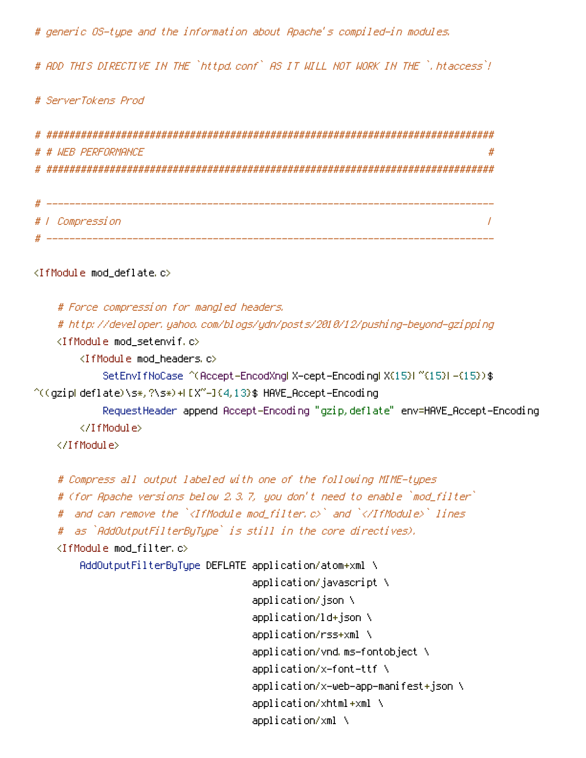```
# generic OS-type and the information about Apache's compiled-in modules.

# ADD THIS DIRECTIVE IN THE `httpd.conf` AS IT WILL NOT WORK IN THE `.htaccess`!

# ServerTokens Prod

# ##############################################################################
# # WEB PERFORMANCE                                                            #
# ##############################################################################

# ------------------------------------------------------------------------------
# | Compression                                                                |
# ------------------------------------------------------------------------------

<IfModule mod_deflate.c>

    # Force compression for mangled headers.
    # http://developer.yahoo.com/blogs/ydn/posts/2010/12/pushing-beyond-gzipping
    <IfModule mod_setenvif.c>
        <IfModule mod_headers.c>
            SetEnvIfNoCase ^(Accept-EncodXng|X-cept-Encoding|X{15}|~{15}|-{15})$
^((gzip|deflate)\s*,?\s*)+|[X~-]{4,13}$ HAVE_Accept-Encoding
            RequestHeader append Accept-Encoding "gzip,deflate" env=HAVE_Accept-Encoding
        </IfModule>
    </IfModule>

    # Compress all output labeled with one of the following MIME-types
    # (for Apache versions below 2.3.7, you don't need to enable `mod_filter`
    #  and can remove the `<IfModule mod_filter.c>` and `</IfModule>` lines
    #  as `AddOutputFilterByType` is still in the core directives).
    <IfModule mod_filter.c>
        AddOutputFilterByType DEFLATE application/atom+xml \
                                      application/javascript \
                                      application/json \
                                      application/ld+json \
                                      application/rss+xml \
                                      application/vnd.ms-fontobject \
                                      application/x-font-ttf \
                                      application/x-web-app-manifest+json \
                                      application/xhtml+xml \
                                      application/xml \
```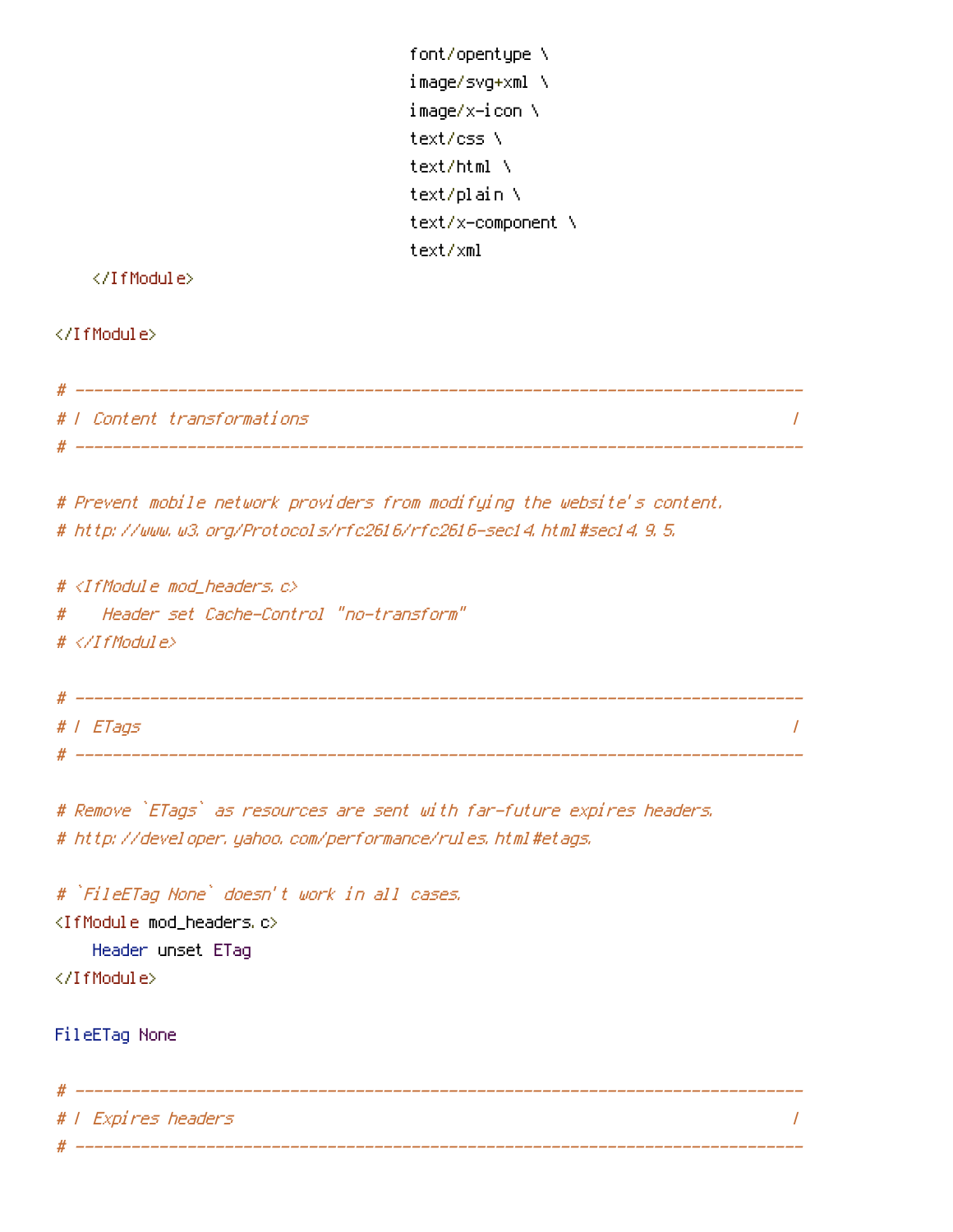```
                                          font/opentype \
                                          image/svg+xml \
                                          image/x-icon \
                                          text/css \
                                          text/html \
                                          text/plain \
                                          text/x-component \
                                          text/xml
    </IfModule>

</IfModule>

# ------------------------------------------------------------------------------
# | Content transformations                                                    |
# ------------------------------------------------------------------------------

# Prevent mobile network providers from modifying the website's content.
# http://www.w3.org/Protocols/rfc2616/rfc2616-sec14.html#sec14.9.5.

# <IfModule mod_headers.c>
#    Header set Cache-Control "no-transform"
# </IfModule>

# ------------------------------------------------------------------------------
# | ETags                                                                      |
# ------------------------------------------------------------------------------

# Remove `ETags` as resources are sent with far-future expires headers.
# http://developer.yahoo.com/performance/rules.html#etags.

# `FileETag None` doesn't work in all cases.
<IfModule mod_headers.c>
    Header unset ETag
</IfModule>

FileETag None

# ------------------------------------------------------------------------------
# | Expires headers                                                            |
# ------------------------------------------------------------------------------
```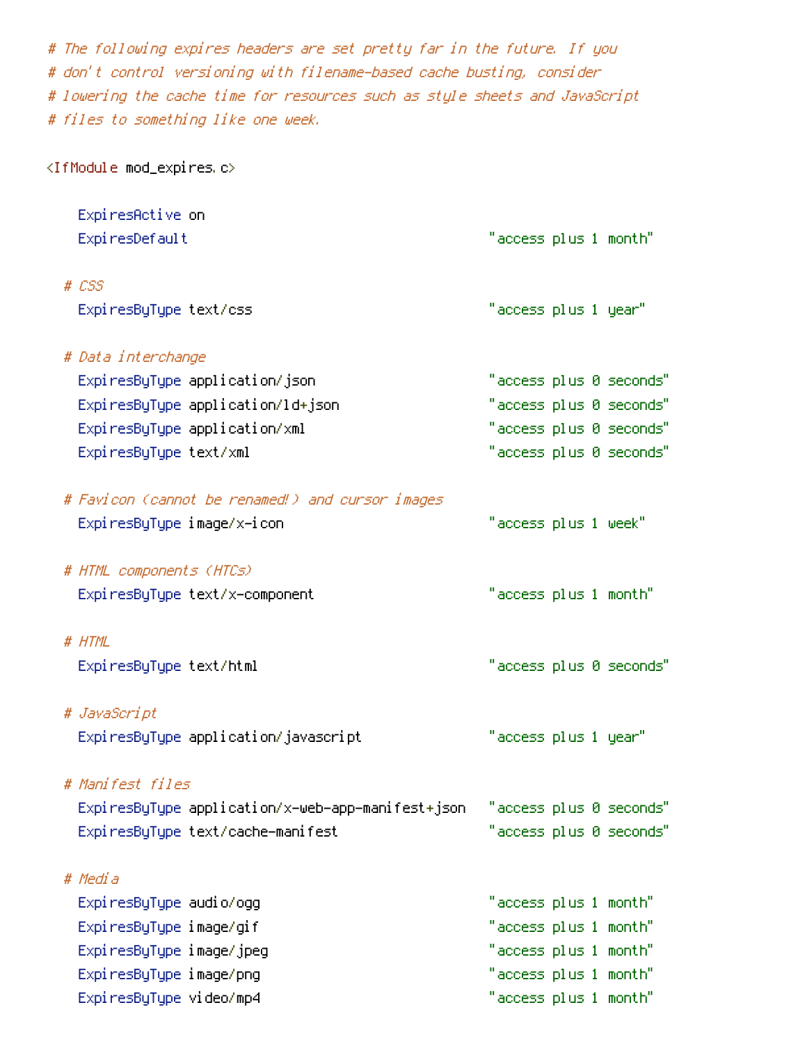```
# The following expires headers are set pretty far in the future. If you
# don't control versioning with filename-based cache busting, consider
# lowering the cache time for resources such as style sheets and JavaScript
# files to something like one week.

<IfModule mod_expires.c>

    ExpiresActive on
    ExpiresDefault                                      "access plus 1 month"

  # CSS
    ExpiresByType text/css                              "access plus 1 year"

  # Data interchange
    ExpiresByType application/json                      "access plus 0 seconds"
    ExpiresByType application/ld+json                   "access plus 0 seconds"
    ExpiresByType application/xml                       "access plus 0 seconds"
    ExpiresByType text/xml                              "access plus 0 seconds"

  # Favicon (cannot be renamed!) and cursor images
    ExpiresByType image/x-icon                          "access plus 1 week"

  # HTML components (HTCs)
    ExpiresByType text/x-component                      "access plus 1 month"

  # HTML
    ExpiresByType text/html                             "access plus 0 seconds"

  # JavaScript
    ExpiresByType application/javascript                "access plus 1 year"

  # Manifest files
    ExpiresByType application/x-web-app-manifest+json   "access plus 0 seconds"
    ExpiresByType text/cache-manifest                   "access plus 0 seconds"

  # Media
    ExpiresByType audio/ogg                             "access plus 1 month"
    ExpiresByType image/gif                             "access plus 1 month"
    ExpiresByType image/jpeg                            "access plus 1 month"
    ExpiresByType image/png                             "access plus 1 month"
    ExpiresByType video/mp4                             "access plus 1 month"
```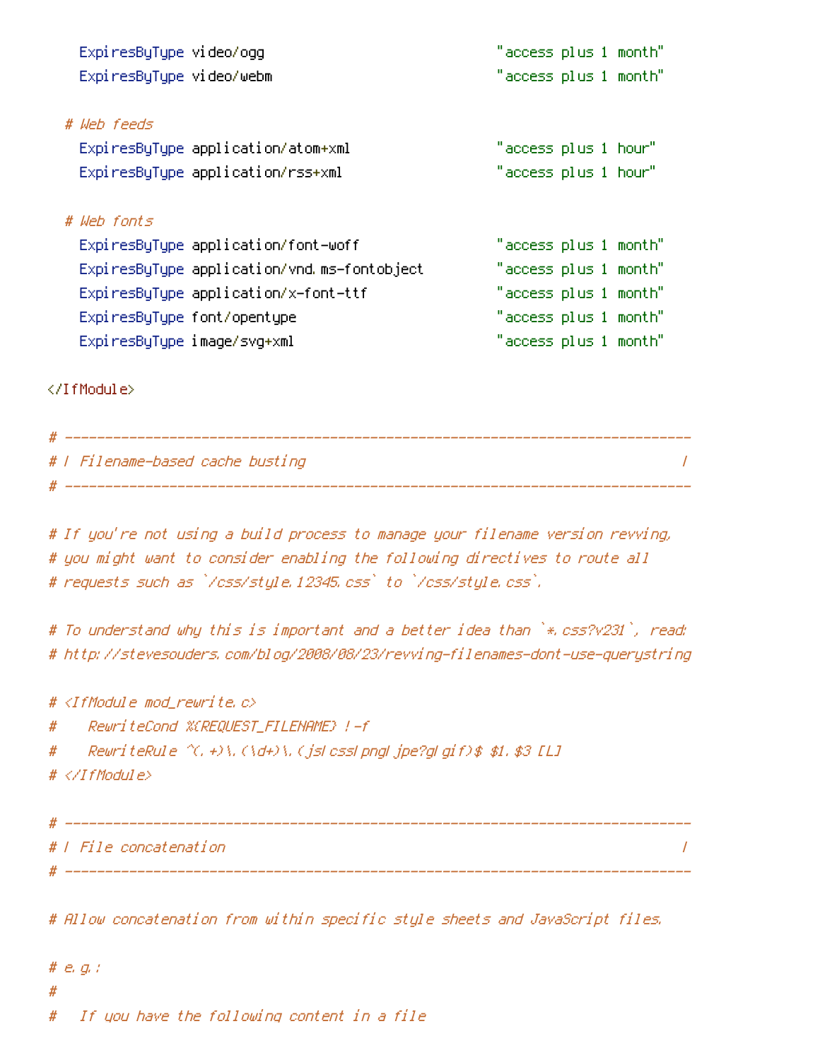```
    ExpiresByType video/ogg                             "access plus 1 month"
    ExpiresByType video/webm                            "access plus 1 month"

  # Web feeds
    ExpiresByType application/atom+xml                  "access plus 1 hour"
    ExpiresByType application/rss+xml                   "access plus 1 hour"

  # Web fonts
    ExpiresByType application/font-woff                 "access plus 1 month"
    ExpiresByType application/vnd.ms-fontobject         "access plus 1 month"
    ExpiresByType application/x-font-ttf                "access plus 1 month"
    ExpiresByType font/opentype                         "access plus 1 month"
    ExpiresByType image/svg+xml                         "access plus 1 month"

</IfModule>

# ------------------------------------------------------------------------------
# | Filename-based cache busting                                               |
# ------------------------------------------------------------------------------

# If you're not using a build process to manage your filename version revving,
# you might want to consider enabling the following directives to route all
# requests such as `/css/style.12345.css` to `/css/style.css`.

# To understand why this is important and a better idea than `*.css?v231`, read:
# http://stevesouders.com/blog/2008/08/23/revving-filenames-dont-use-querystring

# <IfModule mod_rewrite.c>
#    RewriteCond %{REQUEST_FILENAME} !-f
#    RewriteRule ^(.+)\.(\d+)\.(js|css|png|jpe?g|gif)$ $1.$3 [L]
# </IfModule>

# ------------------------------------------------------------------------------
# | File concatenation                                                         |
# ------------------------------------------------------------------------------

# Allow concatenation from within specific style sheets and JavaScript files.

# e.g.:
#
#   If you have the following content in a file
```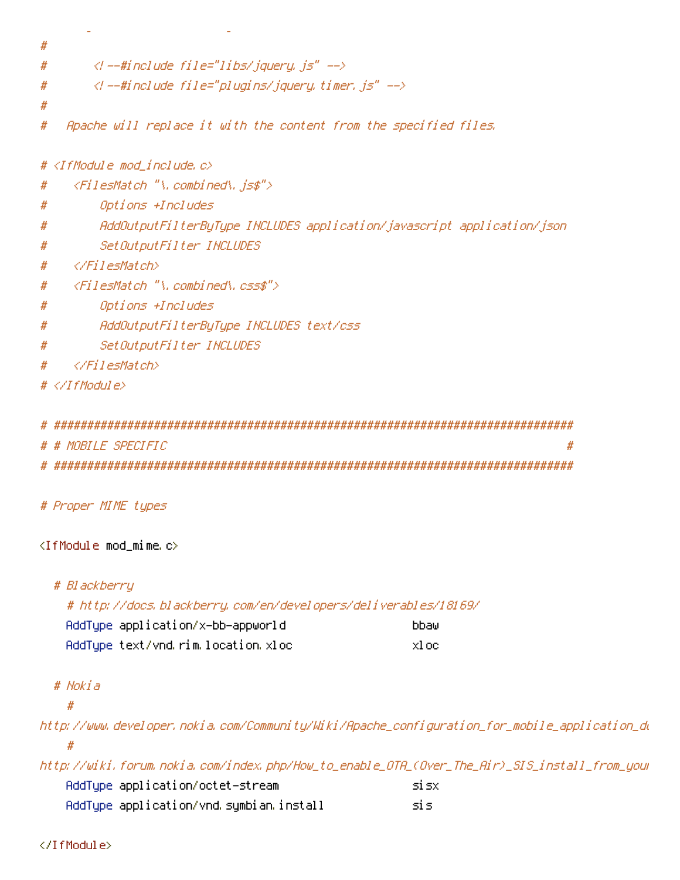```
#
#       <!--#include file="libs/jquery.js" -->
#       <!--#include file="plugins/jquery.timer.js" -->
#
#   Apache will replace it with the content from the specified files.

# <IfModule mod_include.c>
#    <FilesMatch "\.combined\.js$">
#        Options +Includes
#        AddOutputFilterByType INCLUDES application/javascript application/json
#        SetOutputFilter INCLUDES
#    </FilesMatch>
#    <FilesMatch "\.combined\.css$">
#        Options +Includes
#        AddOutputFilterByType INCLUDES text/css
#        SetOutputFilter INCLUDES
#    </FilesMatch>
# </IfModule>

# ##############################################################################
# # MOBILE SPECIFIC                                                            #
# ##############################################################################

# Proper MIME types

<IfModule mod_mime.c>

  # Blackberry
    # http://docs.blackberry.com/en/developers/deliverables/18169/
    AddType application/x-bb-appworld                   bbaw
    AddType text/vnd.rim.location.xloc                  xloc

  # Nokia
    #
http://www.developer.nokia.com/Community/Wiki/Apache_configuration_for_mobile_application_d
    #
http://wiki.forum.nokia.com/index.php/How_to_enable_OTA_(Over_The_Air)_SIS_install_from_you
    AddType application/octet-stream                    sisx
    AddType application/vnd.symbian.install            sis

</IfModule>
```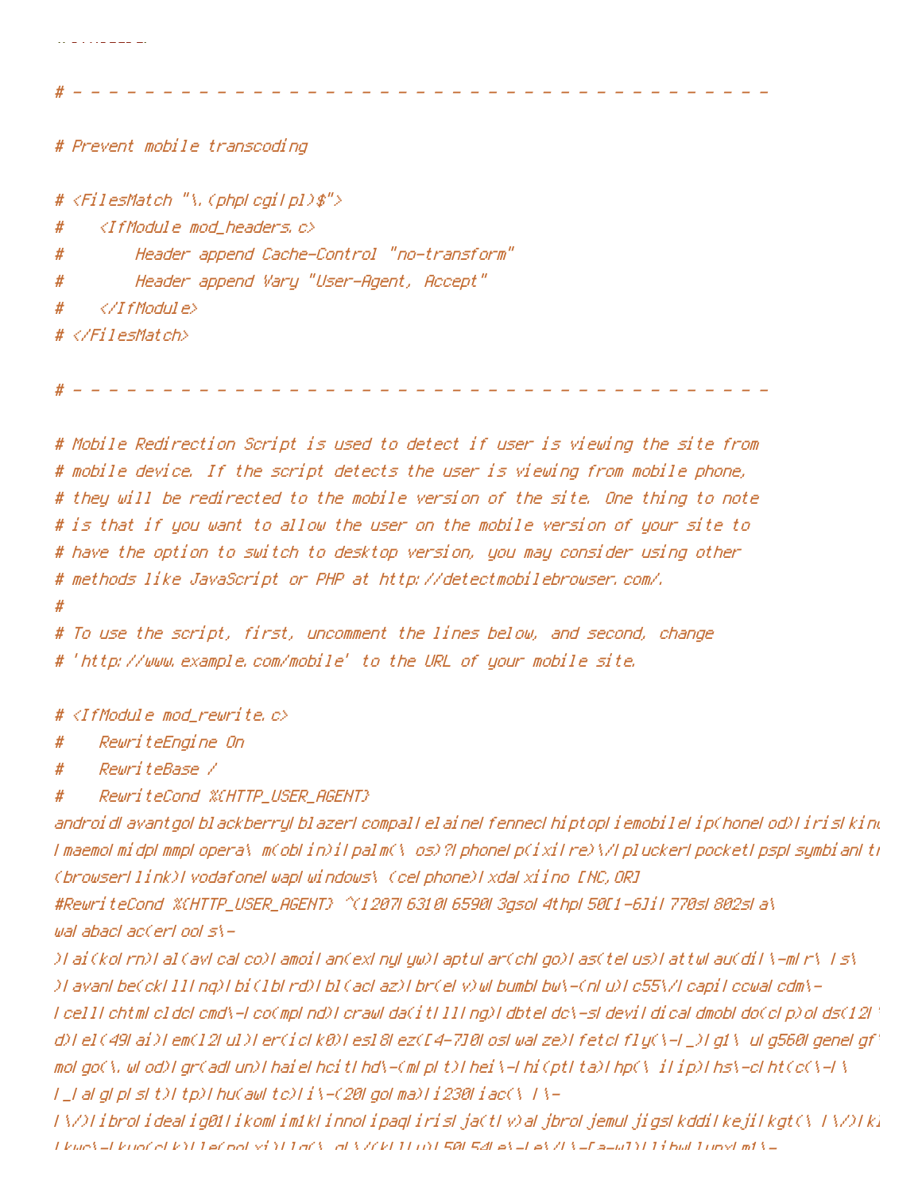```
# ----------------------------------------------------------------------

# Prevent mobile transcoding

# <FilesMatch "\.(php|cgi|pl)$">
#    <IfModule mod_headers.c>
#        Header append Cache-Control "no-transform"
#        Header append Vary "User-Agent, Accept"
#    </IfModule>
# </FilesMatch>

# ----------------------------------------------------------------------

# Mobile Redirection Script is used to detect if user is viewing the site from
# mobile device. If the script detects the user is viewing from mobile phone,
# they will be redirected to the mobile version of the site. One thing to note
# is that if you want to allow the user on the mobile version of your site to
# have the option to switch to desktop version, you may consider using other
# methods like JavaScript or PHP at http://detectmobilebrowser.com/.
#
# To use the script, first, uncomment the lines below, and second, change
# 'http://www.example.com/mobile' to the URL of your mobile site.

# <IfModule mod_rewrite.c>
#    RewriteEngine On
#    RewriteBase /
#    RewriteCond %{HTTP_USER_AGENT}
android|avantgo|blackberry|blazer|compal|elaine|fennec|hiptop|iemobile|ip(hone|od)|iris|kin
|maemo|midp|mmp|opera\ m(ob|in)i|palm(\ os)?|phone|p(ixi|re)\/|plucker|pocket|psp|symbian|t
(browser|link)|vodafone|wap|windows\ (ce|phone)|xda|xiino [NC,OR]
#RewriteCond %{HTTP_USER_AGENT} ^(1207|6310|6590|3gso|4thp|50[1-6]i|770s|802s|a\
wa|abac|ac(er|oo|s\-
)|ai(ko|rn)|al(av|ca|co)|amoi|an(ex|ny|yw)|aptu|ar(ch|go)|as(te|us)|attw|au(di|\-m|r\ |s\
)|avan|be(ck|ll|nq)|bi(lb|rd)|bl(ac|az)|br(e|v)w|bumb|bw\-(n|u)|c55\/|capi|ccwa|cdm\-
|cell|chtm|cldc|cmd\-|co(mp|nd)|craw|da(it|ll|ng)|dbte|dc\-s|devi|dica|dmob|do(c|p)o|ds(12|
d)|el(49|ai)|em(l2|ul)|er(ic|k0)|esl8|ez([4-7]0|os|wa|ze)|fetc|fly(\-|_)|g1\ u|g560|gene|gf
mo|go(\.w|od)|gr(ad|un)|haie|hcit|hd\-(m|p|t)|hei\-|hi(pt|ta)|hp(\ i|ip)|hs\-c|ht(c(\-|\
|_|a|g|p|s|t)|tp)|hu(aw|tc)|i\-(20|go|ma)|i230|iac(\ |\-
|\/)|ibro|idea|ig01|ikom|im1k|inno|ipaq|iris|ja(t|v)a|jbro|jemu|jigs|kddi|keji|kgt(\ |\/)|k
|kwc\-|kyo(c|k)|le(no|xi)|lg(\ g|\/(k|l|u)|50|54|e\-|e\/|\-[a-w])|libw|lynx|m1\-
```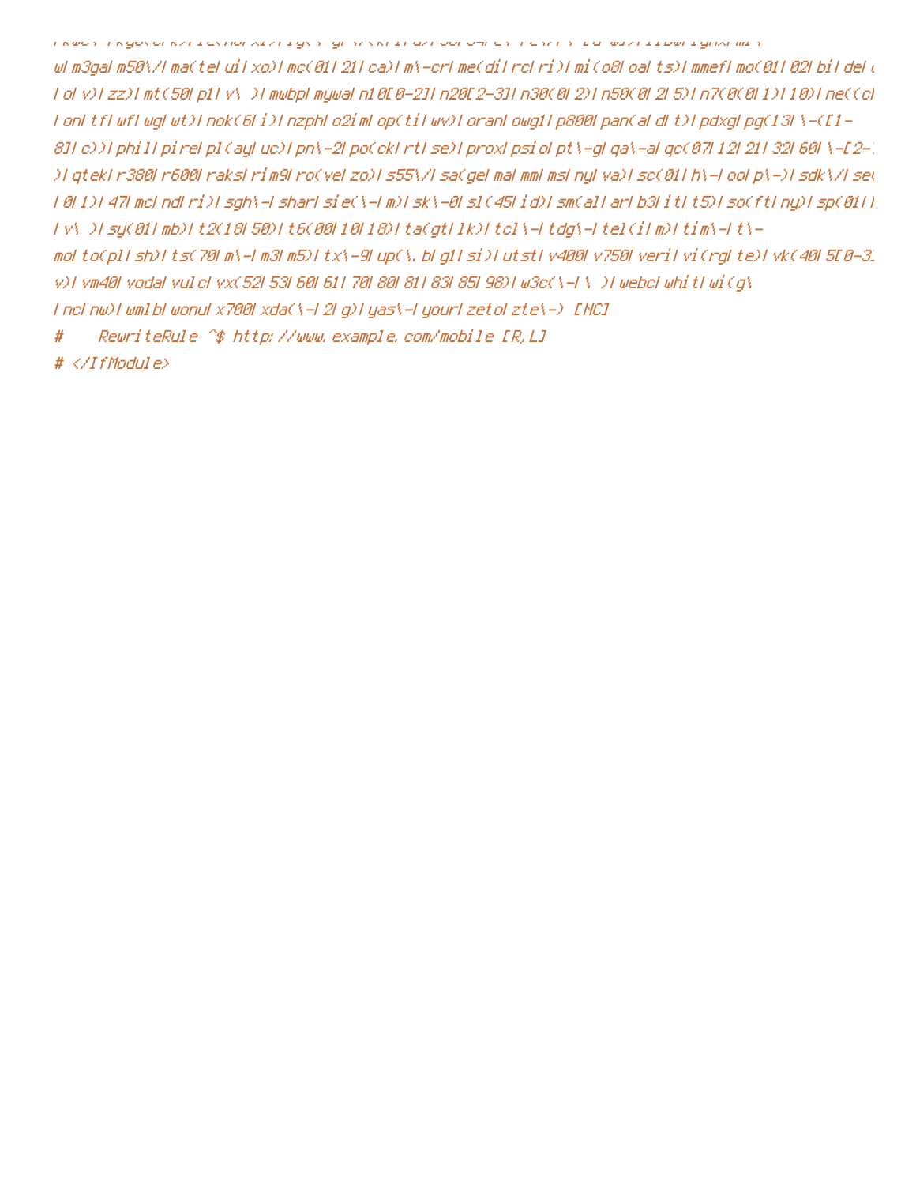```
|kwc\-|kyo(c|k)|le(no|xi)|lg( g|\/(k|l|u)|50|54|e\-|e\/|\-[a-w])|libw|lynx|m1\-w|m3ga|m50\/|ma(te|ui|xo)|mc(01|21|ca)|m\-cr|me(di|rc|ri)|mi(o8|oa|ts)|mmef|mo(01|02|bi|de|do|t(\-| |o|v)|zz)|mt(50|p1|v\ )|mwbp|mywa|n10[0-2]|n20[2-3]|n30(0|2)|n50(0|2|5)|n7(0(0|1)|10)|ne((c|m)\-|on|tf|wf|wg|wt)|nok(6|i)|nzph|o2im|op(ti|wv)|oran|owg1|p800|pan(a|d|t)|pdxg|pg(13|\-([1-8]|c))|phil|pire|pl(ay|uc)|pn\-2|po(ck|rt|se)|prox|psio|pt\-g|qa\-a|qc(07|12|21|32|60|\-[2-7]|i\-)|qtek|r380|r600|raks|rim9|ro(ve|zo)|s55\/|sa(ge|ma|mm|ms|ny|va)|sc(01|h\-|oo|p\-)|sdk\/|se(c(\-|0|1)|47|mc|nd|ri)|sgh\-|shar|sie(\-|m)|sk\-0|sl(45|id)|sm(al|ar|b3|it|t5)|so(ft|ny)|sp(01|h\-|v\-|v\ )|sy(01|mb)|t2(18|50)|t6(00|10|18)|ta(gt|lk)|tcl\-|tdg\-|tel(i|m)|tim\-|t\-mo|to(pl|sh)|ts(70|m\-|m3|m5)|tx\-9|up(\.b|g1|si)|utst|v400|v750|veri|vi(rg|te)|vk(40|5[0-3]|\-v)|vm40|voda|vulc|vx(52|53|60|61|70|80|81|83|85|98)|w3c(\-| )|webc|whit|wi(g\ |nc|nw)|wmlb|wonu|x700|xda(\-|2|g)|yas\-|your|zeto|zte\-) [NC]
#    RewriteRule ^$ http://www.example.com/mobile [R,L]
# </IfModule>
```